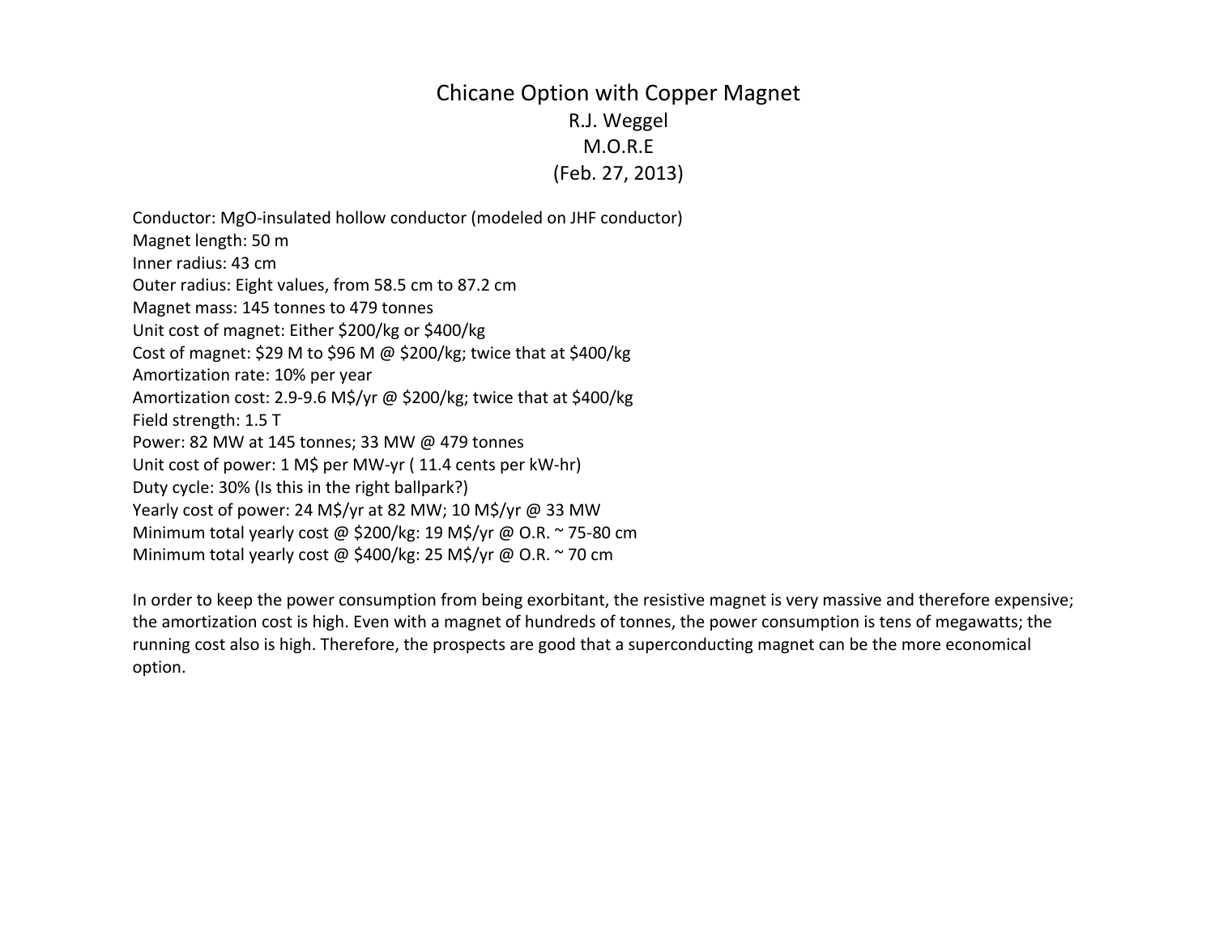# Chicane Option with Copper Magnet

R.J. Weggel

M.O.R.E

(Feb. 27, 2013)

Conductor: MgO-insulated hollow conductor (modeled on JHF conductor)
Magnet length: 50 m
Inner radius: 43 cm
Outer radius: Eight values, from 58.5 cm to 87.2 cm
Magnet mass: 145 tonnes to 479 tonnes
Unit cost of magnet: Either $200/kg or $400/kg
Cost of magnet: $29 M to $96 M @ $200/kg; twice that at $400/kg
Amortization rate: 10% per year
Amortization cost: 2.9-9.6 M$/yr @ $200/kg; twice that at $400/kg
Field strength: 1.5 T
Power: 82 MW at 145 tonnes; 33 MW @ 479 tonnes
Unit cost of power: 1 M$ per MW-yr ( 11.4 cents per kW-hr)
Duty cycle: 30% (Is this in the right ballpark?)
Yearly cost of power: 24 M$/yr at 82 MW; 10 M$/yr @ 33 MW
Minimum total yearly cost @ $200/kg: 19 M$/yr @ O.R. ~ 75-80 cm
Minimum total yearly cost @ $400/kg: 25 M$/yr @ O.R. ~ 70 cm

In order to keep the power consumption from being exorbitant, the resistive magnet is very massive and therefore expensive; the amortization cost is high. Even with a magnet of hundreds of tonnes, the power consumption is tens of megawatts; the running cost also is high. Therefore, the prospects are good that a superconducting magnet can be the more economical option.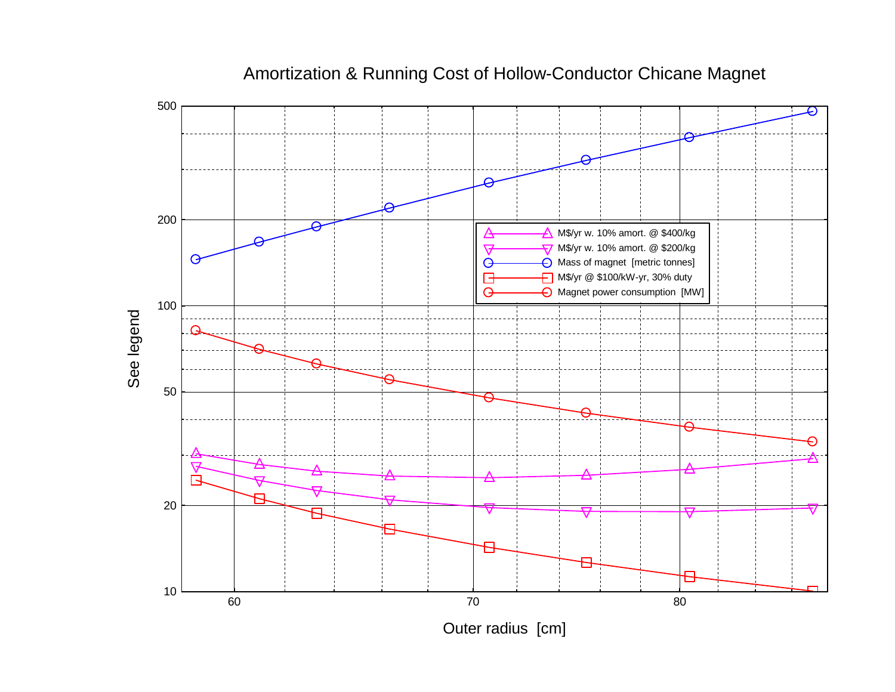Amortization & Running Cost of Hollow-Conductor Chicane Magnet

500

200

100

50

20

10

See legend

60

70

80

Outer radius [cm]

M$/yr w. 10% amort. @ $400/kg

M$/yr w. 10% amort. @ $200/kg

Mass of magnet [metric tonnes]

M$/yr @ $100/kW-yr, 30% duty

Magnet power consumption [MW]